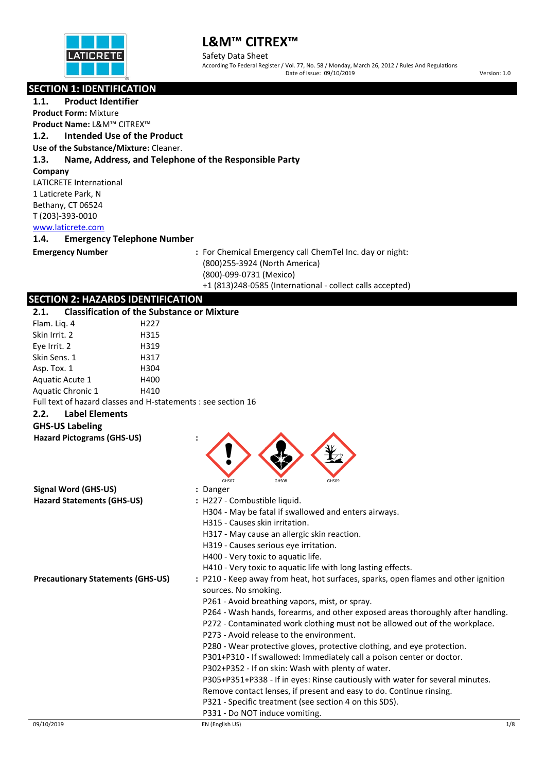# L&M™ CITREX™

Safety Data Sheet

According To Federal Register / Vol. 77, No. 58 / Monday, March 26, 2012 / Rules And Regulations

Date of Issue: 09/10/2019

Version: 1.0

## SECTION 1: IDENTIFICATION

### 1.1. Product Identifier

**Product Form:** Mixture

**Product Name:** L&M™ CITREX™

### 1.2. Intended Use of the Product

**Use of the Substance/Mixture:** Cleaner.

### 1.3. Name, Address, and Telephone of the Responsible Party

**Company**

LATICRETE International
1 Laticrete Park, N
Bethany, CT 06524
T (203)-393-0010
www.laticrete.com

### 1.4. Emergency Telephone Number

**Emergency Number** : For Chemical Emergency call ChemTel Inc. day or night:
(800)255-3924 (North America)
(800)-099-0731 (Mexico)
+1 (813)248-0585 (International - collect calls accepted)

## SECTION 2: HAZARDS IDENTIFICATION

### 2.1. Classification of the Substance or Mixture

| | |
|---|---|
| Flam. Liq. 4 | H227 |
| Skin Irrit. 2 | H315 |
| Eye Irrit. 2 | H319 |
| Skin Sens. 1 | H317 |
| Asp. Tox. 1 | H304 |
| Aquatic Acute 1 | H400 |
| Aquatic Chronic 1 | H410 |

Full text of hazard classes and H-statements : see section 16

### 2.2. Label Elements

**GHS-US Labeling**

**Hazard Pictograms (GHS-US)** :

GHS07 GHS08 GHS09

**Signal Word (GHS-US)** : Danger

**Hazard Statements (GHS-US)** : H227 - Combustible liquid.
H304 - May be fatal if swallowed and enters airways.
H315 - Causes skin irritation.
H317 - May cause an allergic skin reaction.
H319 - Causes serious eye irritation.
H400 - Very toxic to aquatic life.
H410 - Very toxic to aquatic life with long lasting effects.

**Precautionary Statements (GHS-US)** : P210 - Keep away from heat, hot surfaces, sparks, open flames and other ignition sources. No smoking.
P261 - Avoid breathing vapors, mist, or spray.
P264 - Wash hands, forearms, and other exposed areas thoroughly after handling.
P272 - Contaminated work clothing must not be allowed out of the workplace.
P273 - Avoid release to the environment.
P280 - Wear protective gloves, protective clothing, and eye protection.
P301+P310 - If swallowed: Immediately call a poison center or doctor.
P302+P352 - If on skin: Wash with plenty of water.
P305+P351+P338 - If in eyes: Rinse cautiously with water for several minutes. Remove contact lenses, if present and easy to do. Continue rinsing.
P321 - Specific treatment (see section 4 on this SDS).
P331 - Do NOT induce vomiting.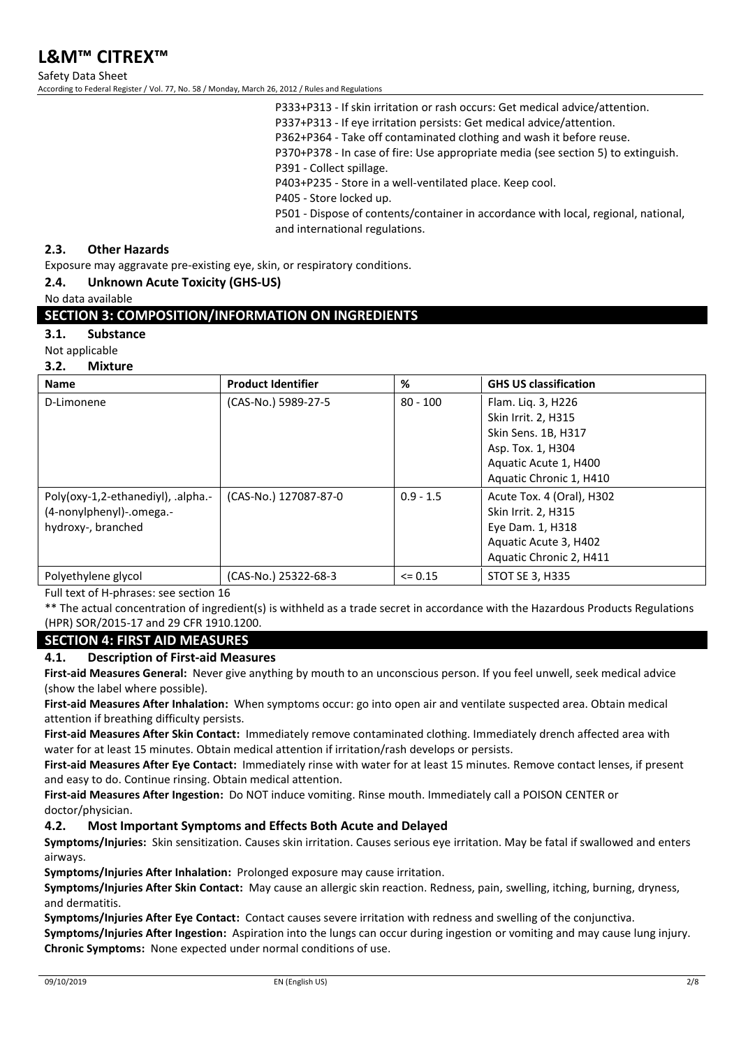P333+P313 - If skin irritation or rash occurs: Get medical advice/attention.
P337+P313 - If eye irritation persists: Get medical advice/attention.
P362+P364 - Take off contaminated clothing and wash it before reuse.
P370+P378 - In case of fire: Use appropriate media (see section 5) to extinguish.
P391 - Collect spillage.
P403+P235 - Store in a well-ventilated place. Keep cool.
P405 - Store locked up.
P501 - Dispose of contents/container in accordance with local, regional, national, and international regulations.

### 2.3. Other Hazards

Exposure may aggravate pre-existing eye, skin, or respiratory conditions.

### 2.4. Unknown Acute Toxicity (GHS-US)

No data available

## SECTION 3: COMPOSITION/INFORMATION ON INGREDIENTS

### 3.1. Substance

Not applicable

### 3.2. Mixture

| Name | Product Identifier | % | GHS US classification |
|---|---|---|---|
| D-Limonene | (CAS-No.) 5989-27-5 | 80 - 100 | Flam. Liq. 3, H226<br>Skin Irrit. 2, H315<br>Skin Sens. 1B, H317<br>Asp. Tox. 1, H304<br>Aquatic Acute 1, H400<br>Aquatic Chronic 1, H410 |
| Poly(oxy-1,2-ethanediyl), .alpha.-(4-nonylphenyl)-.omega.-hydroxy-, branched | (CAS-No.) 127087-87-0 | 0.9 - 1.5 | Acute Tox. 4 (Oral), H302<br>Skin Irrit. 2, H315<br>Eye Dam. 1, H318<br>Aquatic Acute 3, H402<br>Aquatic Chronic 2, H411 |
| Polyethylene glycol | (CAS-No.) 25322-68-3 | <= 0.15 | STOT SE 3, H335 |

Full text of H-phrases: see section 16

** The actual concentration of ingredient(s) is withheld as a trade secret in accordance with the Hazardous Products Regulations (HPR) SOR/2015-17 and 29 CFR 1910.1200.

## SECTION 4: FIRST AID MEASURES

### 4.1. Description of First-aid Measures

**First-aid Measures General:** Never give anything by mouth to an unconscious person. If you feel unwell, seek medical advice (show the label where possible).

**First-aid Measures After Inhalation:** When symptoms occur: go into open air and ventilate suspected area. Obtain medical attention if breathing difficulty persists.

**First-aid Measures After Skin Contact:** Immediately remove contaminated clothing. Immediately drench affected area with water for at least 15 minutes. Obtain medical attention if irritation/rash develops or persists.

**First-aid Measures After Eye Contact:** Immediately rinse with water for at least 15 minutes. Remove contact lenses, if present and easy to do. Continue rinsing. Obtain medical attention.

**First-aid Measures After Ingestion:** Do NOT induce vomiting. Rinse mouth. Immediately call a POISON CENTER or doctor/physician.

### 4.2. Most Important Symptoms and Effects Both Acute and Delayed

**Symptoms/Injuries:** Skin sensitization. Causes skin irritation. Causes serious eye irritation. May be fatal if swallowed and enters airways.

**Symptoms/Injuries After Inhalation:** Prolonged exposure may cause irritation.

**Symptoms/Injuries After Skin Contact:** May cause an allergic skin reaction. Redness, pain, swelling, itching, burning, dryness, and dermatitis.

**Symptoms/Injuries After Eye Contact:** Contact causes severe irritation with redness and swelling of the conjunctiva.

**Symptoms/Injuries After Ingestion:** Aspiration into the lungs can occur during ingestion or vomiting and may cause lung injury.

**Chronic Symptoms:** None expected under normal conditions of use.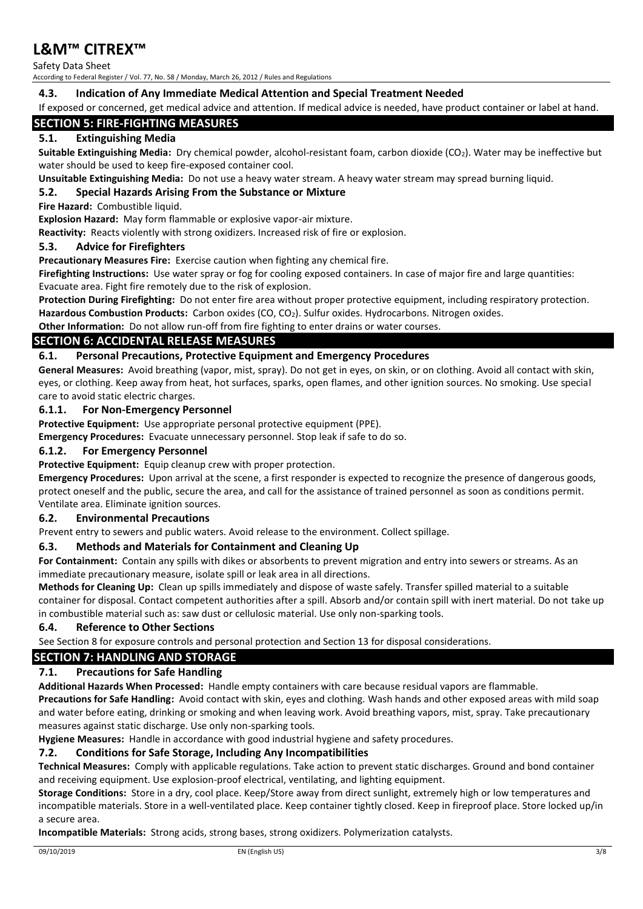### 4.3. Indication of Any Immediate Medical Attention and Special Treatment Needed

If exposed or concerned, get medical advice and attention. If medical advice is needed, have product container or label at hand.

## SECTION 5: FIRE-FIGHTING MEASURES

### 5.1. Extinguishing Media

**Suitable Extinguishing Media:** Dry chemical powder, alcohol-resistant foam, carbon dioxide ($CO_2$). Water may be ineffective but water should be used to keep fire-exposed container cool.

**Unsuitable Extinguishing Media:** Do not use a heavy water stream. A heavy water stream may spread burning liquid.

### 5.2. Special Hazards Arising From the Substance or Mixture

**Fire Hazard:** Combustible liquid.

**Explosion Hazard:** May form flammable or explosive vapor-air mixture.

**Reactivity:** Reacts violently with strong oxidizers. Increased risk of fire or explosion.

### 5.3. Advice for Firefighters

**Precautionary Measures Fire:** Exercise caution when fighting any chemical fire.

**Firefighting Instructions:** Use water spray or fog for cooling exposed containers. In case of major fire and large quantities: Evacuate area. Fight fire remotely due to the risk of explosion.

**Protection During Firefighting:** Do not enter fire area without proper protective equipment, including respiratory protection.

**Hazardous Combustion Products:** Carbon oxides (CO, $CO_2$). Sulfur oxides. Hydrocarbons. Nitrogen oxides.

**Other Information:** Do not allow run-off from fire fighting to enter drains or water courses.

## SECTION 6: ACCIDENTAL RELEASE MEASURES

### 6.1. Personal Precautions, Protective Equipment and Emergency Procedures

**General Measures:** Avoid breathing (vapor, mist, spray). Do not get in eyes, on skin, or on clothing. Avoid all contact with skin, eyes, or clothing. Keep away from heat, hot surfaces, sparks, open flames, and other ignition sources. No smoking. Use special care to avoid static electric charges.

#### 6.1.1. For Non-Emergency Personnel

**Protective Equipment:** Use appropriate personal protective equipment (PPE).

**Emergency Procedures:** Evacuate unnecessary personnel. Stop leak if safe to do so.

#### 6.1.2. For Emergency Personnel

**Protective Equipment:** Equip cleanup crew with proper protection.

**Emergency Procedures:** Upon arrival at the scene, a first responder is expected to recognize the presence of dangerous goods, protect oneself and the public, secure the area, and call for the assistance of trained personnel as soon as conditions permit. Ventilate area. Eliminate ignition sources.

### 6.2. Environmental Precautions

Prevent entry to sewers and public waters. Avoid release to the environment. Collect spillage.

### 6.3. Methods and Materials for Containment and Cleaning Up

**For Containment:** Contain any spills with dikes or absorbents to prevent migration and entry into sewers or streams. As an immediate precautionary measure, isolate spill or leak area in all directions.

**Methods for Cleaning Up:** Clean up spills immediately and dispose of waste safely. Transfer spilled material to a suitable container for disposal. Contact competent authorities after a spill. Absorb and/or contain spill with inert material. Do not take up in combustible material such as: saw dust or cellulosic material. Use only non-sparking tools.

### 6.4. Reference to Other Sections

See Section 8 for exposure controls and personal protection and Section 13 for disposal considerations.

## SECTION 7: HANDLING AND STORAGE

### 7.1. Precautions for Safe Handling

**Additional Hazards When Processed:** Handle empty containers with care because residual vapors are flammable.

**Precautions for Safe Handling:** Avoid contact with skin, eyes and clothing. Wash hands and other exposed areas with mild soap and water before eating, drinking or smoking and when leaving work. Avoid breathing vapors, mist, spray. Take precautionary measures against static discharge. Use only non-sparking tools.

**Hygiene Measures:** Handle in accordance with good industrial hygiene and safety procedures.

### 7.2. Conditions for Safe Storage, Including Any Incompatibilities

**Technical Measures:** Comply with applicable regulations. Take action to prevent static discharges. Ground and bond container and receiving equipment. Use explosion-proof electrical, ventilating, and lighting equipment.

**Storage Conditions:** Store in a dry, cool place. Keep/Store away from direct sunlight, extremely high or low temperatures and incompatible materials. Store in a well-ventilated place. Keep container tightly closed. Keep in fireproof place. Store locked up/in a secure area.

**Incompatible Materials:** Strong acids, strong bases, strong oxidizers. Polymerization catalysts.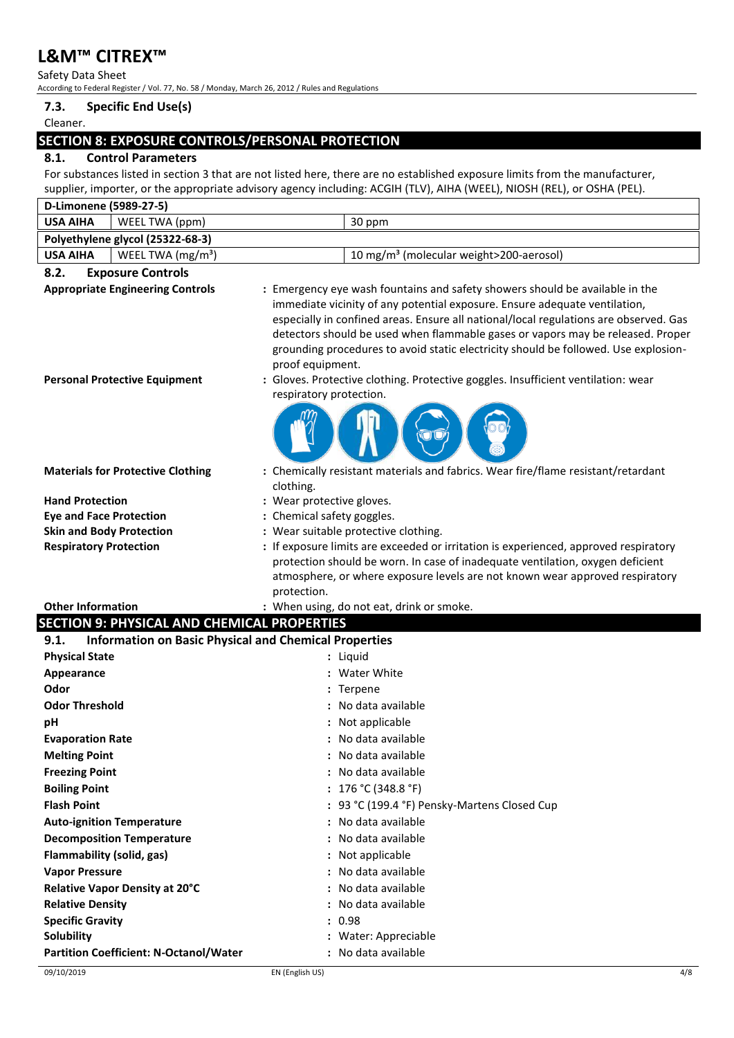### 7.3. Specific End Use(s)

Cleaner.

## SECTION 8: EXPOSURE CONTROLS/PERSONAL PROTECTION

### 8.1. Control Parameters

For substances listed in section 3 that are not listed here, there are no established exposure limits from the manufacturer, supplier, importer, or the appropriate advisory agency including: ACGIH (TLV), AIHA (WEEL), NIOSH (REL), or OSHA (PEL).

| D-Limonene (5989-27-5) | | |
|---|---|---|
| USA AIHA | WEEL TWA (ppm) | 30 ppm |
| **Polyethylene glycol (25322-68-3)** | | |
| USA AIHA | WEEL TWA (mg/m³) | 10 mg/m³ (molecular weight>200-aerosol) |

### 8.2. Exposure Controls

**Appropriate Engineering Controls** : Emergency eye wash fountains and safety showers should be available in the immediate vicinity of any potential exposure. Ensure adequate ventilation, especially in confined areas. Ensure all national/local regulations are observed. Gas detectors should be used when flammable gases or vapors may be released. Proper grounding procedures to avoid static electricity should be followed. Use explosion-proof equipment.

**Personal Protective Equipment** : Gloves. Protective clothing. Protective goggles. Insufficient ventilation: wear respiratory protection.

**Materials for Protective Clothing** : Chemically resistant materials and fabrics. Wear fire/flame resistant/retardant clothing.

**Hand Protection** : Wear protective gloves.

**Eye and Face Protection** : Chemical safety goggles.

**Skin and Body Protection** : Wear suitable protective clothing.

**Respiratory Protection** : If exposure limits are exceeded or irritation is experienced, approved respiratory protection should be worn. In case of inadequate ventilation, oxygen deficient atmosphere, or where exposure levels are not known wear approved respiratory protection.

**Other Information** : When using, do not eat, drink or smoke.

## SECTION 9: PHYSICAL AND CHEMICAL PROPERTIES

### 9.1. Information on Basic Physical and Chemical Properties

| Property | Value |
|---|---|
| **Physical State** | Liquid |
| **Appearance** | Water White |
| **Odor** | Terpene |
| **Odor Threshold** | No data available |
| **pH** | Not applicable |
| **Evaporation Rate** | No data available |
| **Melting Point** | No data available |
| **Freezing Point** | No data available |
| **Boiling Point** | 176 °C (348.8 °F) |
| **Flash Point** | 93 °C (199.4 °F) Pensky-Martens Closed Cup |
| **Auto-ignition Temperature** | No data available |
| **Decomposition Temperature** | No data available |
| **Flammability (solid, gas)** | Not applicable |
| **Vapor Pressure** | No data available |
| **Relative Vapor Density at 20°C** | No data available |
| **Relative Density** | No data available |
| **Specific Gravity** | 0.98 |
| **Solubility** | Water: Appreciable |
| **Partition Coefficient: N-Octanol/Water** | No data available |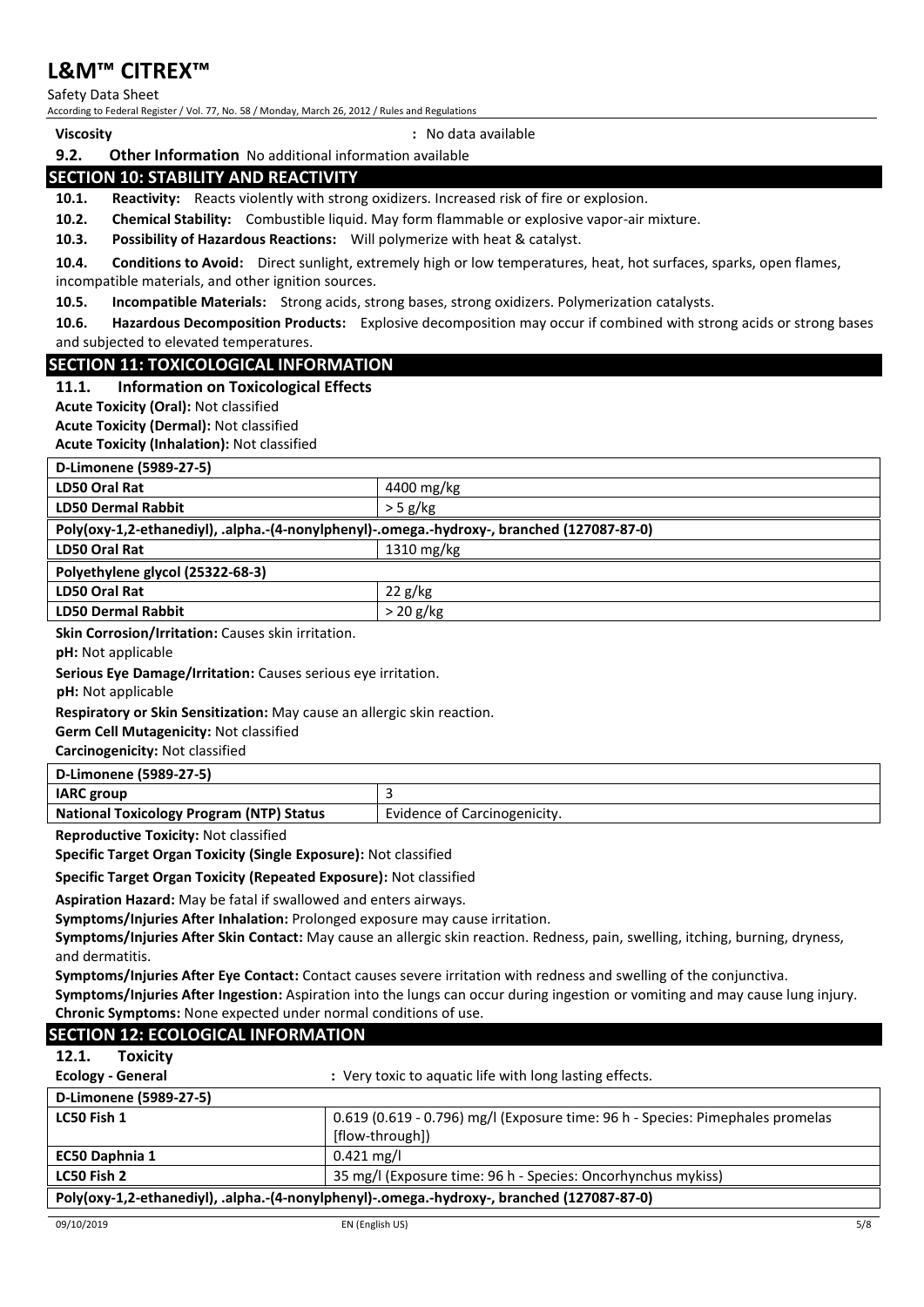**Viscosity** : No data available

**9.2. Other Information** No additional information available

## SECTION 10: STABILITY AND REACTIVITY

**10.1. Reactivity:** Reacts violently with strong oxidizers. Increased risk of fire or explosion.

**10.2. Chemical Stability:** Combustible liquid. May form flammable or explosive vapor-air mixture.

**10.3. Possibility of Hazardous Reactions:** Will polymerize with heat & catalyst.

**10.4. Conditions to Avoid:** Direct sunlight, extremely high or low temperatures, heat, hot surfaces, sparks, open flames, incompatible materials, and other ignition sources.

**10.5. Incompatible Materials:** Strong acids, strong bases, strong oxidizers. Polymerization catalysts.

**10.6. Hazardous Decomposition Products:** Explosive decomposition may occur if combined with strong acids or strong bases and subjected to elevated temperatures.

## SECTION 11: TOXICOLOGICAL INFORMATION

### 11.1. Information on Toxicological Effects

**Acute Toxicity (Oral):** Not classified

**Acute Toxicity (Dermal):** Not classified

**Acute Toxicity (Inhalation):** Not classified

| D-Limonene (5989-27-5) | |
|---|---|
| **LD50 Oral Rat** | 4400 mg/kg |
| **LD50 Dermal Rabbit** | > 5 g/kg |
| **Poly(oxy-1,2-ethanediyl), .alpha.-(4-nonylphenyl)-.omega.-hydroxy-, branched (127087-87-0)** | |
| **LD50 Oral Rat** | 1310 mg/kg |
| **Polyethylene glycol (25322-68-3)** | |
| **LD50 Oral Rat** | 22 g/kg |
| **LD50 Dermal Rabbit** | > 20 g/kg |

**Skin Corrosion/Irritation:** Causes skin irritation.

**pH:** Not applicable

**Serious Eye Damage/Irritation:** Causes serious eye irritation.

**pH:** Not applicable

**Respiratory or Skin Sensitization:** May cause an allergic skin reaction.

**Germ Cell Mutagenicity:** Not classified

**Carcinogenicity:** Not classified

| D-Limonene (5989-27-5) | |
|---|---|
| **IARC group** | 3 |
| **National Toxicology Program (NTP) Status** | Evidence of Carcinogenicity. |

**Reproductive Toxicity:** Not classified

**Specific Target Organ Toxicity (Single Exposure):** Not classified

**Specific Target Organ Toxicity (Repeated Exposure):** Not classified

**Aspiration Hazard:** May be fatal if swallowed and enters airways.

**Symptoms/Injuries After Inhalation:** Prolonged exposure may cause irritation.

**Symptoms/Injuries After Skin Contact:** May cause an allergic skin reaction. Redness, pain, swelling, itching, burning, dryness, and dermatitis.

**Symptoms/Injuries After Eye Contact:** Contact causes severe irritation with redness and swelling of the conjunctiva.

**Symptoms/Injuries After Ingestion:** Aspiration into the lungs can occur during ingestion or vomiting and may cause lung injury.

**Chronic Symptoms:** None expected under normal conditions of use.

## SECTION 12: ECOLOGICAL INFORMATION

### 12.1. Toxicity

**Ecology - General** : Very toxic to aquatic life with long lasting effects.

| D-Limonene (5989-27-5) | |
|---|---|
| **LC50 Fish 1** | 0.619 (0.619 - 0.796) mg/l (Exposure time: 96 h - Species: Pimephales promelas [flow-through]) |
| **EC50 Daphnia 1** | 0.421 mg/l |
| **LC50 Fish 2** | 35 mg/l (Exposure time: 96 h - Species: Oncorhynchus mykiss) |
| **Poly(oxy-1,2-ethanediyl), .alpha.-(4-nonylphenyl)-.omega.-hydroxy-, branched (127087-87-0)** | |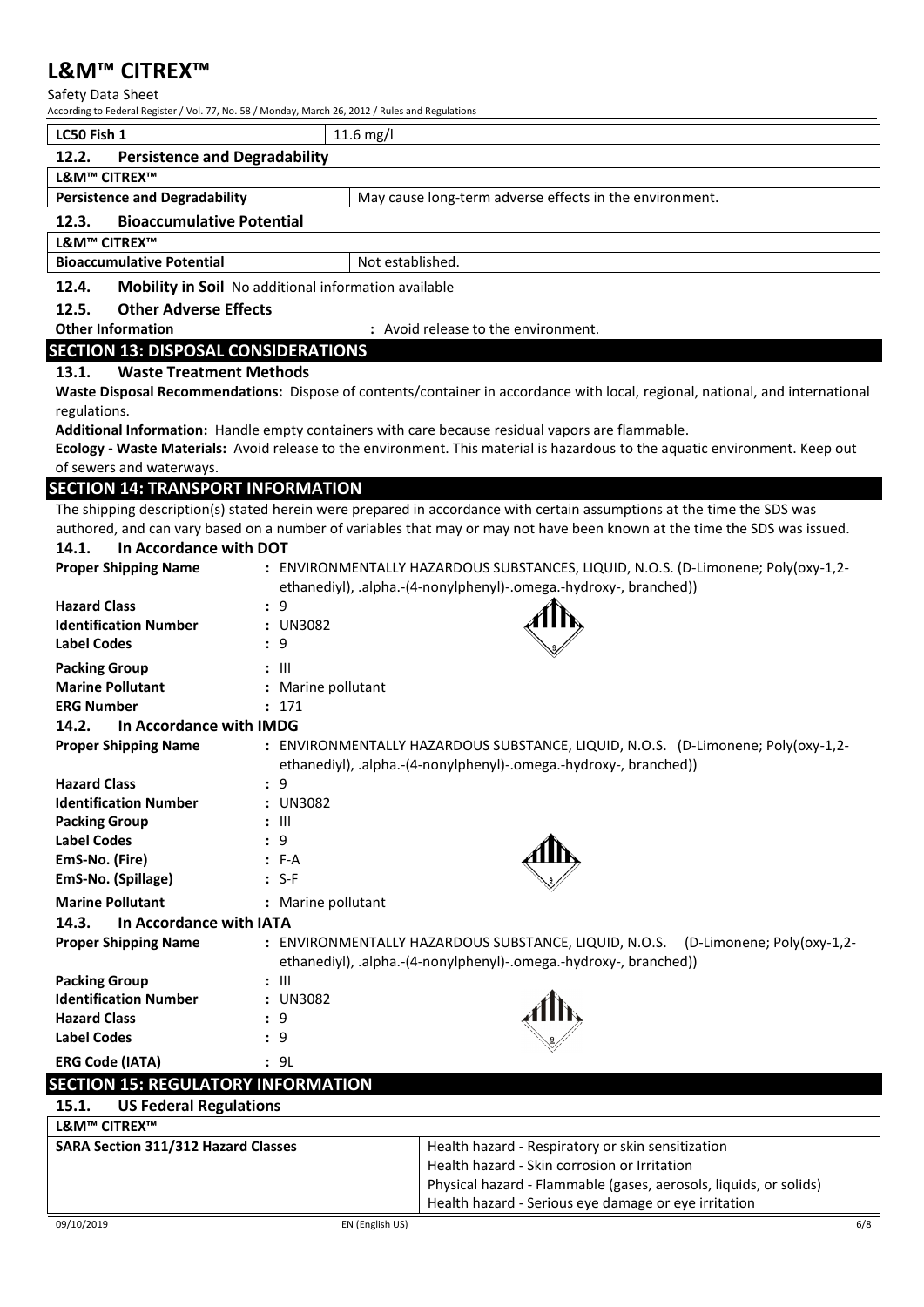| LC50 Fish 1 | 11.6 mg/l |
|---|---|

### 12.2. Persistence and Degradability

| L&M™ CITREX™ | |
|---|---|
| Persistence and Degradability | May cause long-term adverse effects in the environment. |

### 12.3. Bioaccumulative Potential

| L&M™ CITREX™ | |
|---|---|
| Bioaccumulative Potential | Not established. |

### 12.4. Mobility in Soil
No additional information available

### 12.5. Other Adverse Effects

**Other Information** : Avoid release to the environment.

## SECTION 13: DISPOSAL CONSIDERATIONS

### 13.1. Waste Treatment Methods

**Waste Disposal Recommendations:** Dispose of contents/container in accordance with local, regional, national, and international regulations.

**Additional Information:** Handle empty containers with care because residual vapors are flammable.

**Ecology - Waste Materials:** Avoid release to the environment. This material is hazardous to the aquatic environment. Keep out of sewers and waterways.

## SECTION 14: TRANSPORT INFORMATION

The shipping description(s) stated herein were prepared in accordance with certain assumptions at the time the SDS was authored, and can vary based on a number of variables that may or may not have been known at the time the SDS was issued.

### 14.1. In Accordance with DOT

**Proper Shipping Name** : ENVIRONMENTALLY HAZARDOUS SUBSTANCES, LIQUID, N.O.S. (D-Limonene; Poly(oxy-1,2-ethanediyl), .alpha.-(4-nonylphenyl)-.omega.-hydroxy-, branched))

**Hazard Class** : 9

**Identification Number** : UN3082

**Label Codes** : 9

**Packing Group** : III

**Marine Pollutant** : Marine pollutant

**ERG Number** : 171

### 14.2. In Accordance with IMDG

**Proper Shipping Name** : ENVIRONMENTALLY HAZARDOUS SUBSTANCE, LIQUID, N.O.S. (D-Limonene; Poly(oxy-1,2-ethanediyl), .alpha.-(4-nonylphenyl)-.omega.-hydroxy-, branched))

**Hazard Class** : 9

**Identification Number** : UN3082

**Packing Group** : III

**Label Codes** : 9

**EmS-No. (Fire)** : F-A

**EmS-No. (Spillage)** : S-F

**Marine Pollutant** : Marine pollutant

### 14.3. In Accordance with IATA

**Proper Shipping Name** : ENVIRONMENTALLY HAZARDOUS SUBSTANCE, LIQUID, N.O.S. (D-Limonene; Poly(oxy-1,2-ethanediyl), .alpha.-(4-nonylphenyl)-.omega.-hydroxy-, branched))

**Packing Group** : III

**Identification Number** : UN3082

**Hazard Class** : 9

**Label Codes** : 9

**ERG Code (IATA)** : 9L

## SECTION 15: REGULATORY INFORMATION

### 15.1. US Federal Regulations

| L&M™ CITREX™ | |
|---|---|
| SARA Section 311/312 Hazard Classes | Health hazard - Respiratory or skin sensitization<br>Health hazard - Skin corrosion or Irritation<br>Physical hazard - Flammable (gases, aerosols, liquids, or solids)<br>Health hazard - Serious eye damage or eye irritation |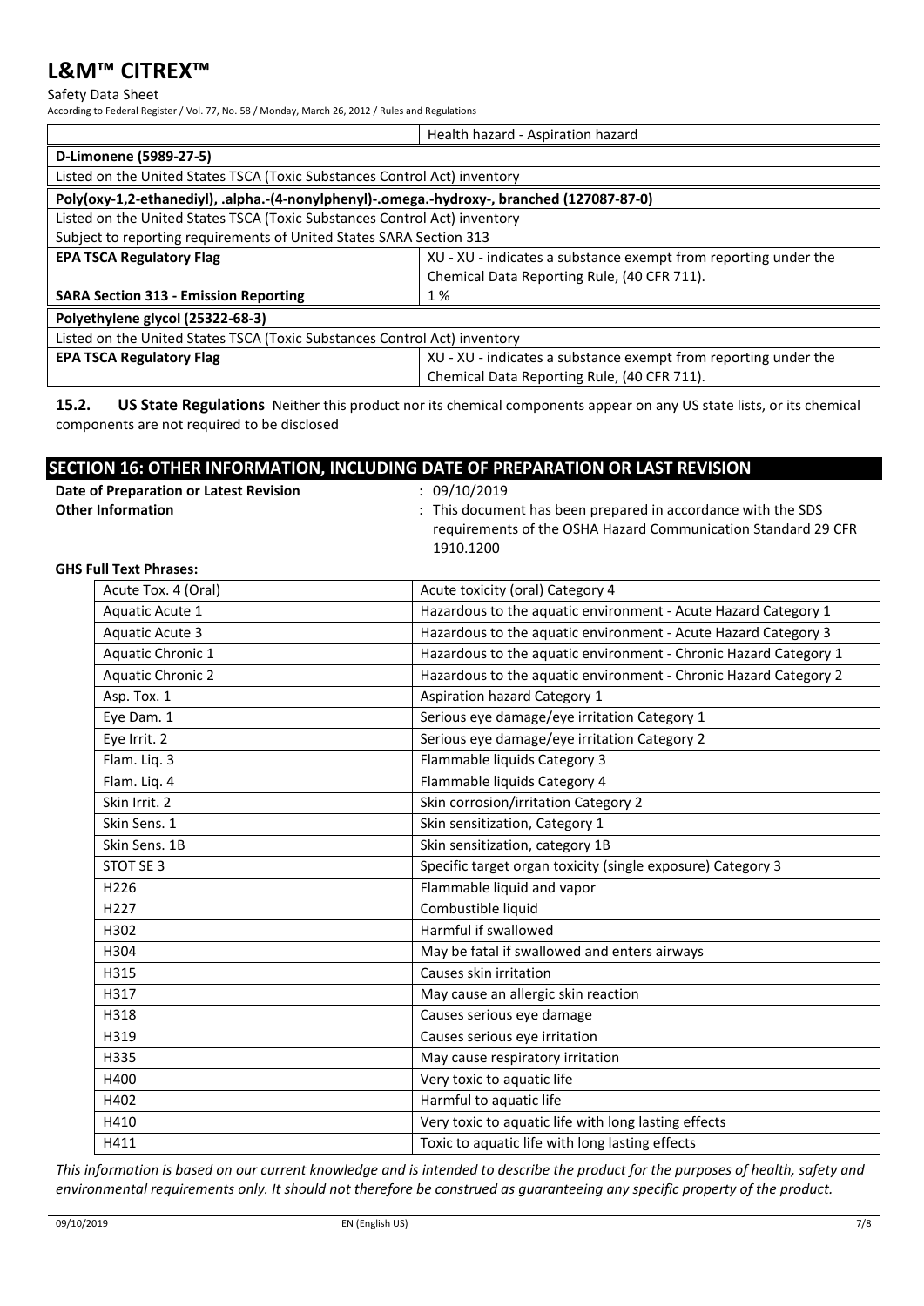| | Health hazard - Aspiration hazard |
|---|---|
| **D-Limonene (5989-27-5)** | |
| Listed on the United States TSCA (Toxic Substances Control Act) inventory | |
| **Poly(oxy-1,2-ethanediyl), .alpha.-(4-nonylphenyl)-.omega.-hydroxy-, branched (127087-87-0)** | |
| Listed on the United States TSCA (Toxic Substances Control Act) inventory | |
| Subject to reporting requirements of United States SARA Section 313 | |
| **EPA TSCA Regulatory Flag** | XU - XU - indicates a substance exempt from reporting under the Chemical Data Reporting Rule, (40 CFR 711). |
| **SARA Section 313 - Emission Reporting** | 1 % |
| **Polyethylene glycol (25322-68-3)** | |
| Listed on the United States TSCA (Toxic Substances Control Act) inventory | |
| **EPA TSCA Regulatory Flag** | XU - XU - indicates a substance exempt from reporting under the Chemical Data Reporting Rule, (40 CFR 711). |

**15.2. US State Regulations** Neither this product nor its chemical components appear on any US state lists, or its chemical components are not required to be disclosed

## SECTION 16: OTHER INFORMATION, INCLUDING DATE OF PREPARATION OR LAST REVISION

**Date of Preparation or Latest Revision** : 09/10/2019

**Other Information** : This document has been prepared in accordance with the SDS requirements of the OSHA Hazard Communication Standard 29 CFR 1910.1200

**GHS Full Text Phrases:**

| | |
|---|---|
| Acute Tox. 4 (Oral) | Acute toxicity (oral) Category 4 |
| Aquatic Acute 1 | Hazardous to the aquatic environment - Acute Hazard Category 1 |
| Aquatic Acute 3 | Hazardous to the aquatic environment - Acute Hazard Category 3 |
| Aquatic Chronic 1 | Hazardous to the aquatic environment - Chronic Hazard Category 1 |
| Aquatic Chronic 2 | Hazardous to the aquatic environment - Chronic Hazard Category 2 |
| Asp. Tox. 1 | Aspiration hazard Category 1 |
| Eye Dam. 1 | Serious eye damage/eye irritation Category 1 |
| Eye Irrit. 2 | Serious eye damage/eye irritation Category 2 |
| Flam. Liq. 3 | Flammable liquids Category 3 |
| Flam. Liq. 4 | Flammable liquids Category 4 |
| Skin Irrit. 2 | Skin corrosion/irritation Category 2 |
| Skin Sens. 1 | Skin sensitization, Category 1 |
| Skin Sens. 1B | Skin sensitization, category 1B |
| STOT SE 3 | Specific target organ toxicity (single exposure) Category 3 |
| H226 | Flammable liquid and vapor |
| H227 | Combustible liquid |
| H302 | Harmful if swallowed |
| H304 | May be fatal if swallowed and enters airways |
| H315 | Causes skin irritation |
| H317 | May cause an allergic skin reaction |
| H318 | Causes serious eye damage |
| H319 | Causes serious eye irritation |
| H335 | May cause respiratory irritation |
| H400 | Very toxic to aquatic life |
| H402 | Harmful to aquatic life |
| H410 | Very toxic to aquatic life with long lasting effects |
| H411 | Toxic to aquatic life with long lasting effects |

*This information is based on our current knowledge and is intended to describe the product for the purposes of health, safety and environmental requirements only. It should not therefore be construed as guaranteeing any specific property of the product.*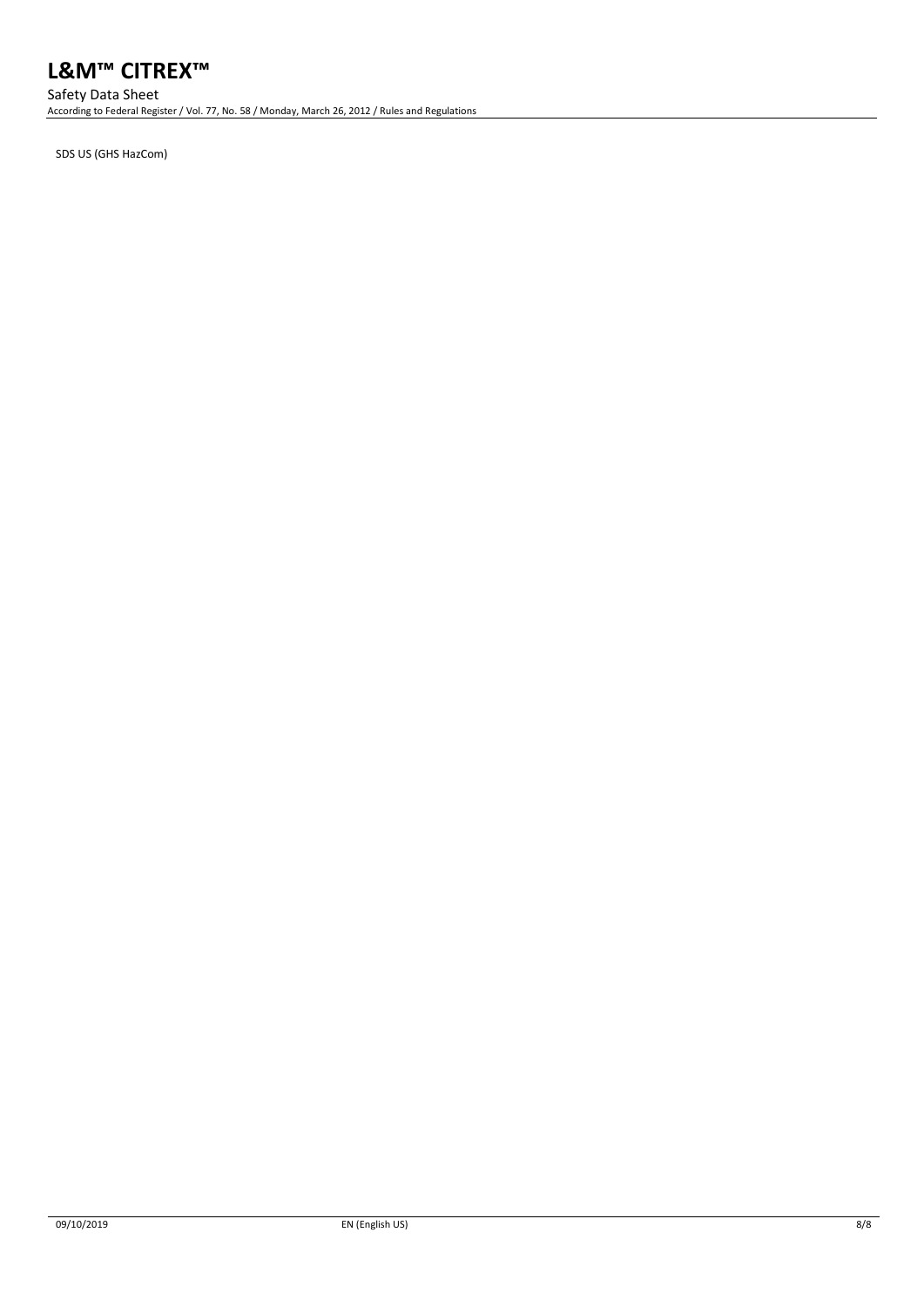SDS US (GHS HazCom)